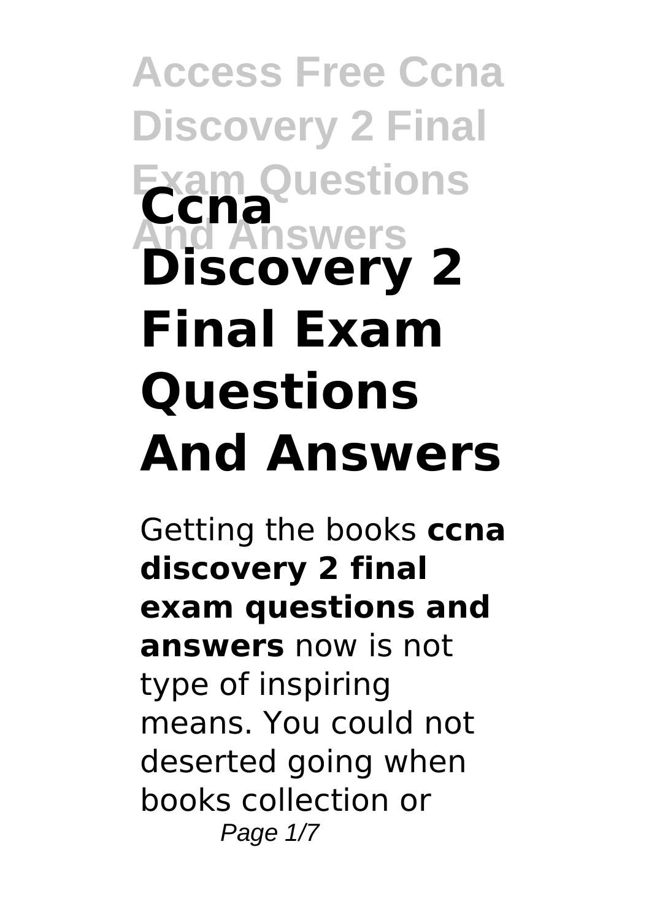# Ccna Discovery 2 Final Exam Questions And Answers

Getting the books **ccna discovery 2 final exam questions and answers** now is not type of inspiring means. You could not deserted going when books collection or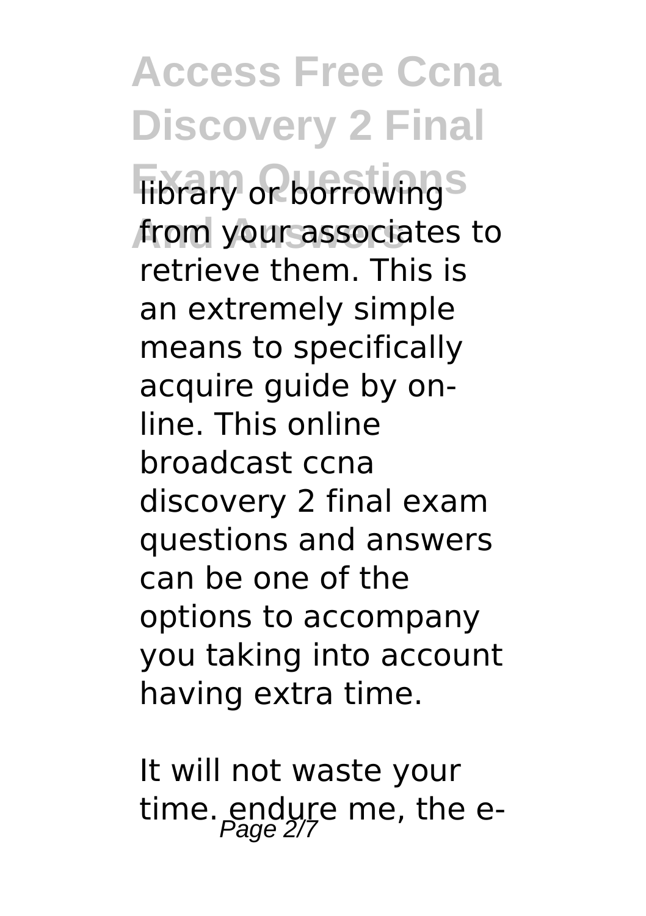library or borrowing from your associates to retrieve them. This is an extremely simple means to specifically acquire guide by on-line. This online broadcast ccna discovery 2 final exam questions and answers can be one of the options to accompany you taking into account having extra time.

It will not waste your time. endure me, the e-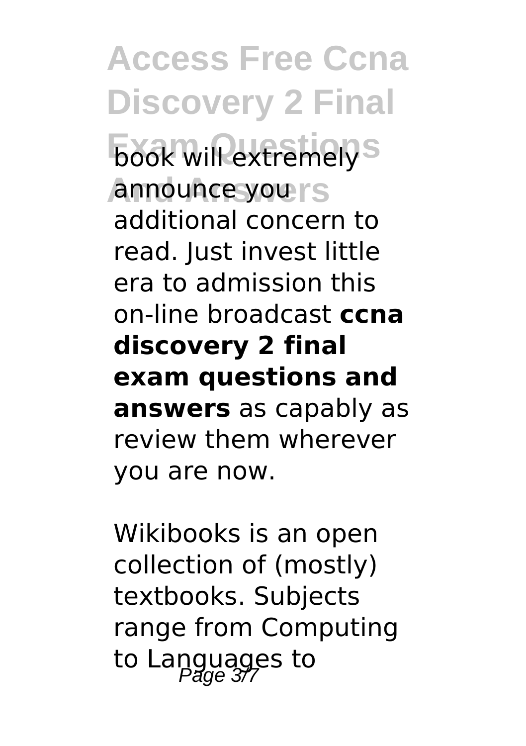book will extremely announce you additional concern to read. Just invest little era to admission this on-line broadcast **ccna discovery 2 final exam questions and answers** as capably as review them wherever you are now.

Wikibooks is an open collection of (mostly) textbooks. Subjects range from Computing to Languages to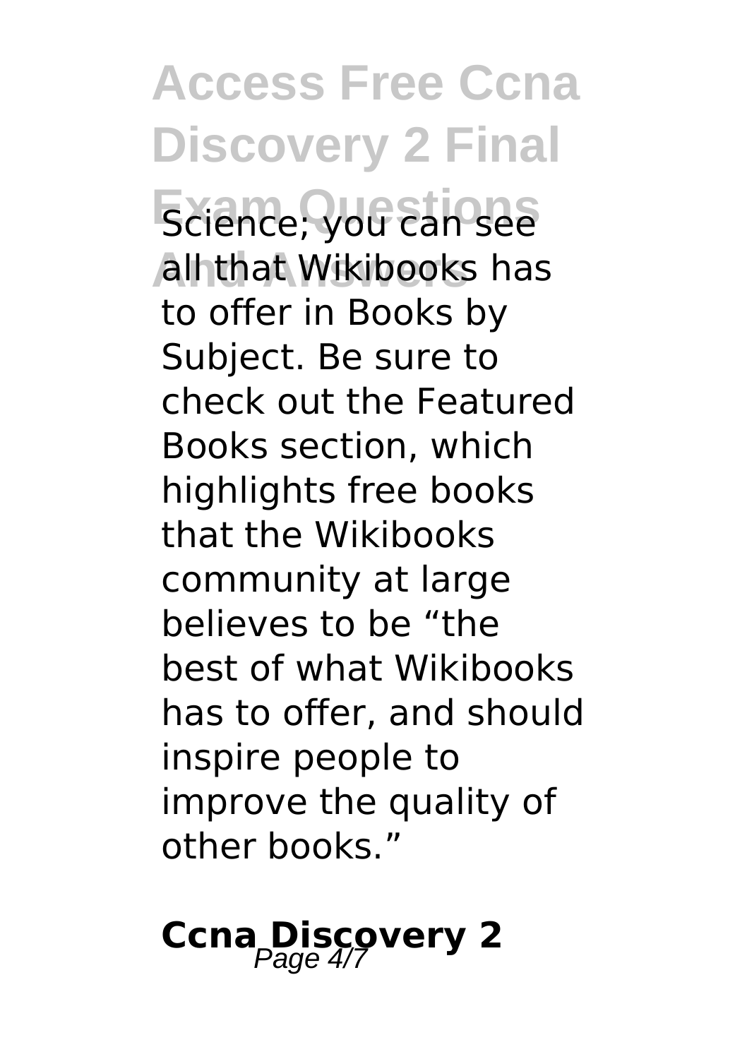Science; you can see all that Wikibooks has to offer in Books by Subject. Be sure to check out the Featured Books section, which highlights free books that the Wikibooks community at large believes to be “the best of what Wikibooks has to offer, and should inspire people to improve the quality of other books.”

## Ccna Discovery 2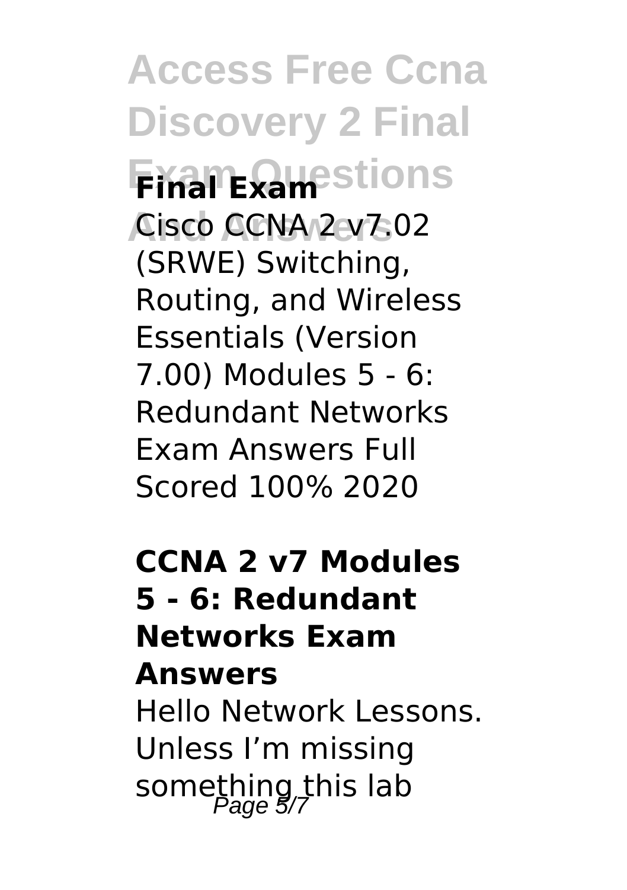**Final Exam**

Cisco CCNA 2 v7.02 (SRWE) Switching, Routing, and Wireless Essentials (Version 7.00) Modules 5 - 6: Redundant Networks Exam Answers Full Scored 100% 2020

**CCNA 2 v7 Modules 5 - 6: Redundant Networks Exam Answers**

Hello Network Lessons. Unless I'm missing something this lab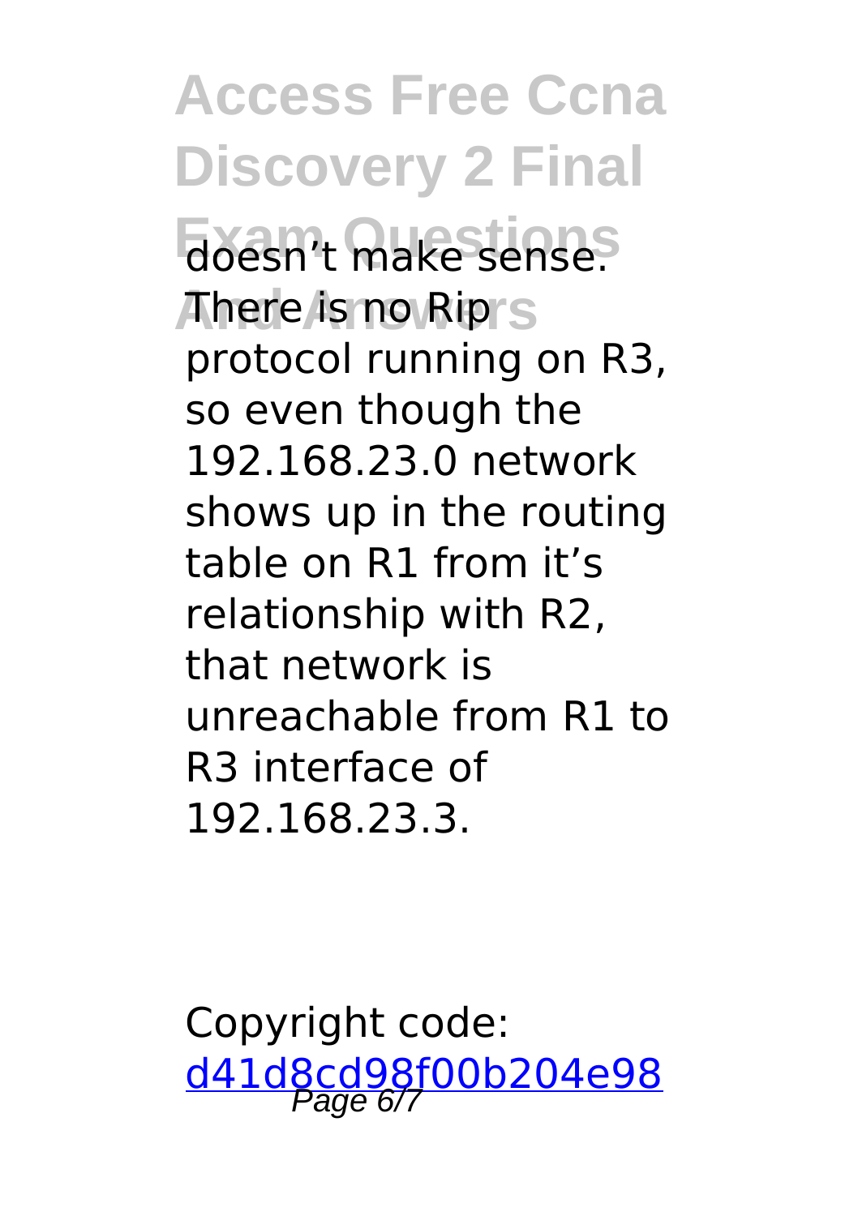doesn't make sense. There is no Rip protocol running on R3, so even though the 192.168.23.0 network shows up in the routing table on R1 from it's relationship with R2, that network is unreachable from R1 to R3 interface of 192.168.23.3.

Copyright code: [d41d8cd98f00b204e98](d41d8cd98f00b204e98)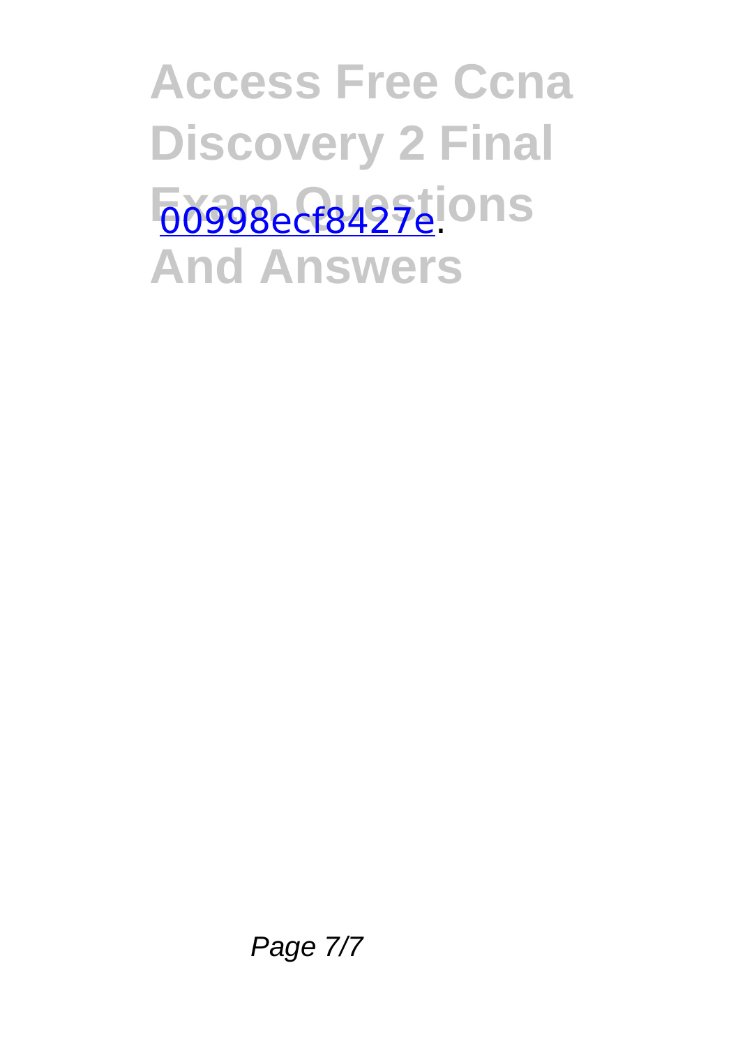[00998ecf8427e](00998ecf8427e).